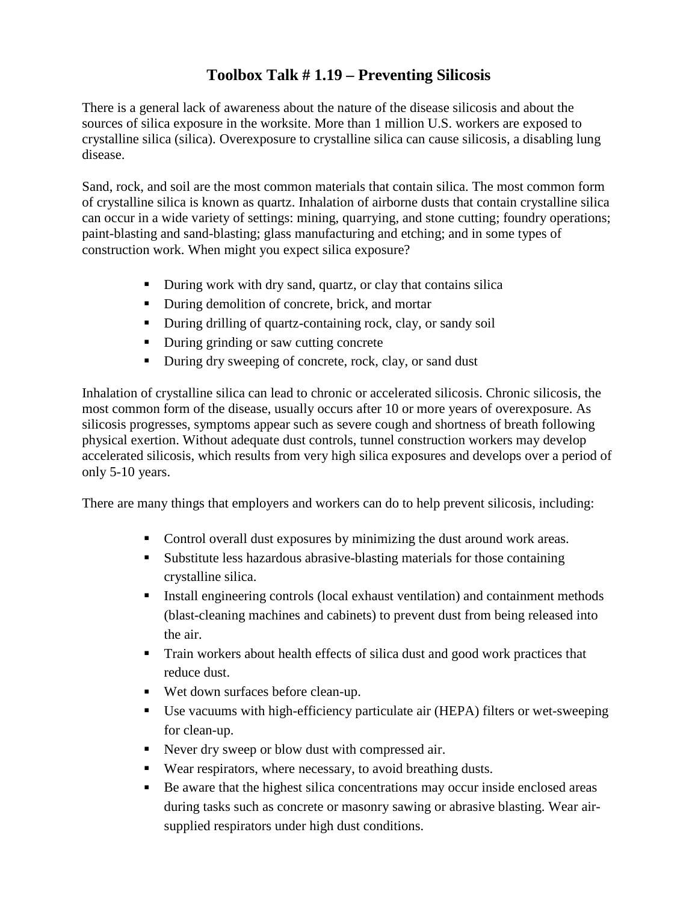# Toolbox Talk # 1.19 – Preventing Silicosis

There is a general lack of awareness about the nature of the disease silicosis and about the sources of silica exposure in the worksite. More than 1 million U.S. workers are exposed to crystalline silica (silica). Overexposure to crystalline silica can cause silicosis, a disabling lung disease.

Sand, rock, and soil are the most common materials that contain silica. The most common form of crystalline silica is known as quartz. Inhalation of airborne dusts that contain crystalline silica can occur in a wide variety of settings: mining, quarrying, and stone cutting; foundry operations; paint-blasting and sand-blasting; glass manufacturing and etching; and in some types of construction work. When might you expect silica exposure?

- During work with dry sand, quartz, or clay that contains silica
- During demolition of concrete, brick, and mortar
- During drilling of quartz-containing rock, clay, or sandy soil
- During grinding or saw cutting concrete
- During dry sweeping of concrete, rock, clay, or sand dust

Inhalation of crystalline silica can lead to chronic or accelerated silicosis. Chronic silicosis, the most common form of the disease, usually occurs after 10 or more years of overexposure. As silicosis progresses, symptoms appear such as severe cough and shortness of breath following physical exertion. Without adequate dust controls, tunnel construction workers may develop accelerated silicosis, which results from very high silica exposures and develops over a period of only 5-10 years.

There are many things that employers and workers can do to help prevent silicosis, including:

- Control overall dust exposures by minimizing the dust around work areas.
- Substitute less hazardous abrasive-blasting materials for those containing crystalline silica.
- Install engineering controls (local exhaust ventilation) and containment methods (blast-cleaning machines and cabinets) to prevent dust from being released into the air.
- Train workers about health effects of silica dust and good work practices that reduce dust.
- Wet down surfaces before clean-up.
- Use vacuums with high-efficiency particulate air (HEPA) filters or wet-sweeping for clean-up.
- Never dry sweep or blow dust with compressed air.
- Wear respirators, where necessary, to avoid breathing dusts.
- Be aware that the highest silica concentrations may occur inside enclosed areas during tasks such as concrete or masonry sawing or abrasive blasting. Wear air-supplied respirators under high dust conditions.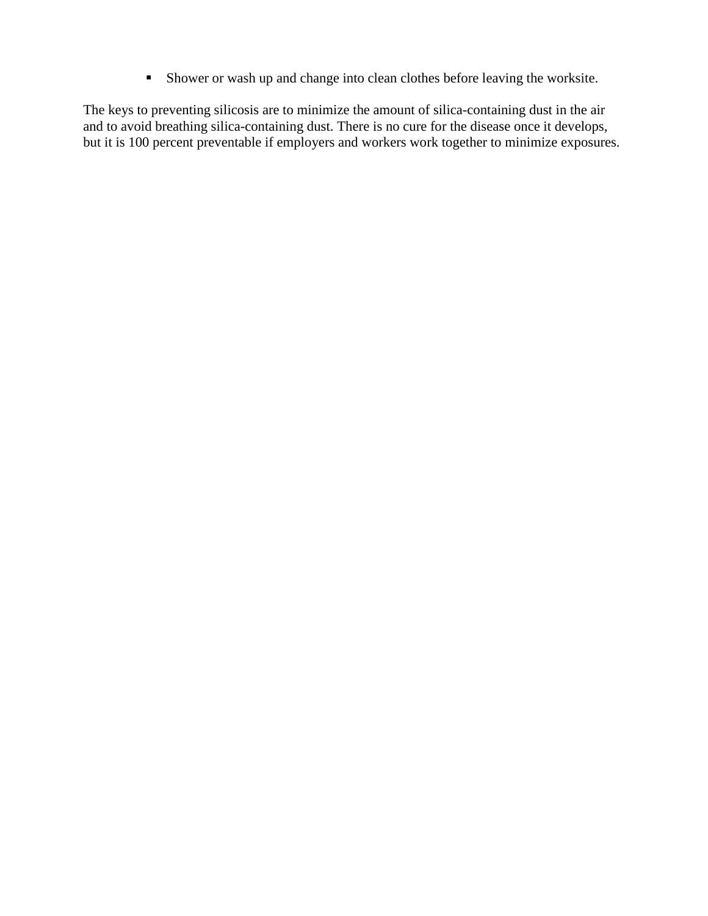- Shower or wash up and change into clean clothes before leaving the worksite.

The keys to preventing silicosis are to minimize the amount of silica-containing dust in the air and to avoid breathing silica-containing dust. There is no cure for the disease once it develops, but it is 100 percent preventable if employers and workers work together to minimize exposures.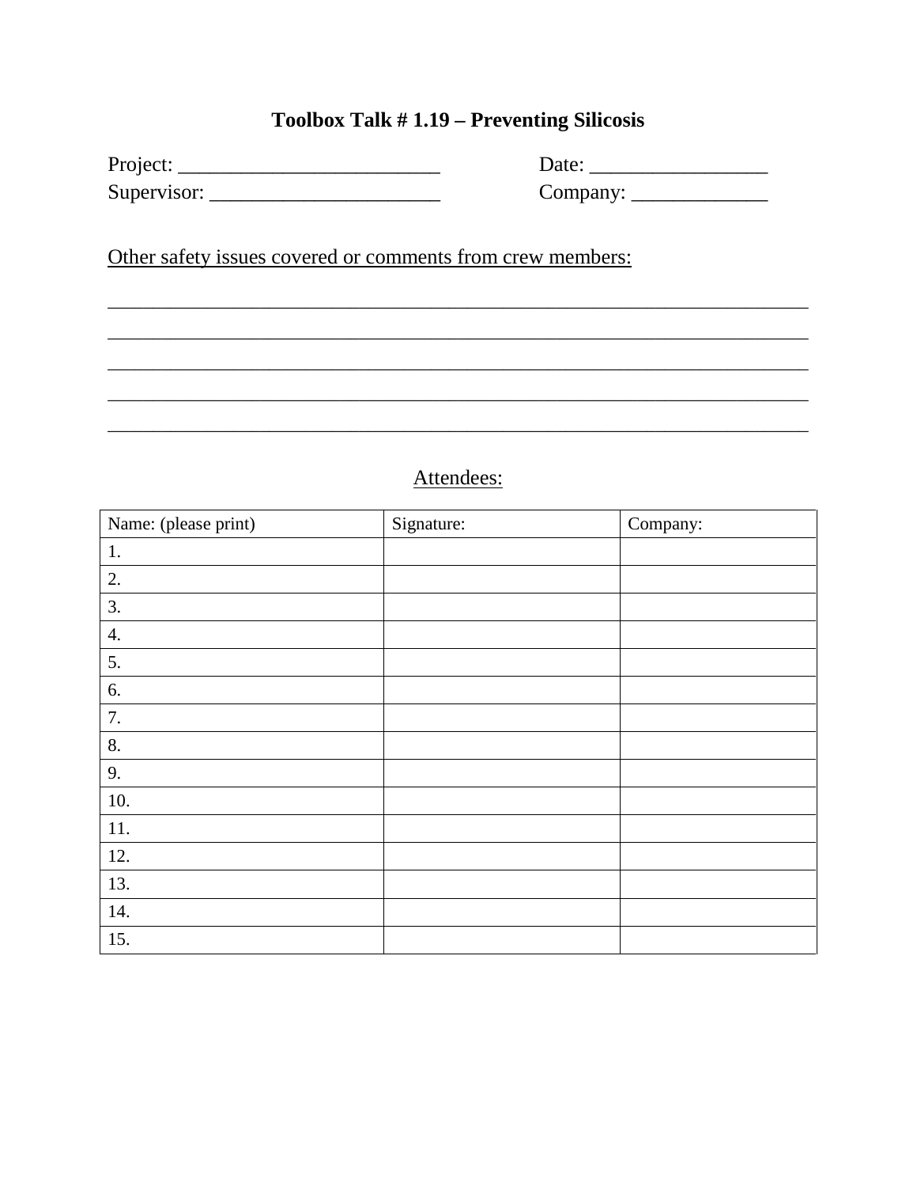# Toolbox Talk # 1.19 – Preventing Silicosis

Project: _________________________ Date: _________________

Supervisor: ______________________ Company: _____________

Other safety issues covered or comments from crew members:

___________________________________________________________________________

___________________________________________________________________________

___________________________________________________________________________

___________________________________________________________________________

___________________________________________________________________________

Attendees:

| Name: (please print) | Signature: | Company: |
|---|---|---|
| 1. | | |
| 2. | | |
| 3. | | |
| 4. | | |
| 5. | | |
| 6. | | |
| 7. | | |
| 8. | | |
| 9. | | |
| 10. | | |
| 11. | | |
| 12. | | |
| 13. | | |
| 14. | | |
| 15. | | |